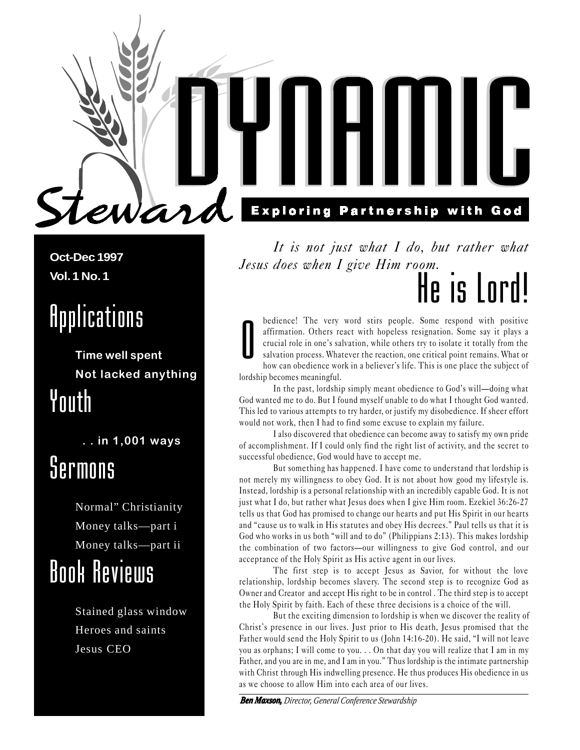# Steward DYNAMIC

**Exploring Partnership with God**

**Oct-Dec 1997**
**Vol. 1 No. 1**

## Applications

**Time well spent**
**Not lacked anything**

## Youth

**. . in 1,001 ways**

## Sermons

Normal" Christianity
Money talks—part i
Money talks—part ii

## Book Reviews

Stained glass window
Heroes and saints
Jesus CEO

*It is not just what I do, but rather what Jesus does when I give Him room.*

# He is Lord!

Obedience! The very word stirs people. Some respond with positive affirmation. Others react with hopeless resignation. Some say it plays a crucial role in one's salvation, while others try to isolate it totally from the salvation process. Whatever the reaction, one critical point remains. What or how can obedience work in a believer's life. This is one place the subject of lordship becomes meaningful.

In the past, lordship simply meant obedience to God's will—doing what God wanted me to do. But I found myself unable to do what I thought God wanted. This led to various attempts to try harder, or justify my disobedience. If sheer effort would not work, then I had to find some excuse to explain my failure.

I also discovered that obedience can become away to satisfy my own pride of accomplishment. If I could only find the right list of activity, and the secret to successful obedience, God would have to accept me.

But something has happened. I have come to understand that lordship is not merely my willingness to obey God. It is not about how good my lifestyle is. Instead, lordship is a personal relationship with an incredibly capable God. It is not just what I do, but rather what Jesus does when I give Him room. Ezekiel 36:26-27 tells us that God has promised to change our hearts and put His Spirit in our hearts and "cause us to walk in His statutes and obey His decrees." Paul tells us that it is God who works in us both "will and to do" (Philippians 2:13). This makes lordship the combination of two factors—our willingness to give God control, and our acceptance of the Holy Spirit as His active agent in our lives.

The first step is to accept Jesus as Savior, for without the love relationship, lordship becomes slavery. The second step is to recognize God as Owner and Creator and accept His right to be in control . The third step is to accept the Holy Spirit by faith. Each of these three decisions is a choice of the will.

But the exciting dimension to lordship is when we discover the reality of Christ's presence in our lives. Just prior to His death, Jesus promised that the Father would send the Holy Spirit to us (John 14:16-20). He said, "I will not leave you as orphans; I will come to you. . . On that day you will realize that I am in my Father, and you are in me, and I am in you." Thus lordship is the intimate partnership with Christ through His indwelling presence. He thus produces His obedience in us as we choose to allow Him into each area of our lives.

***Ben Maxson,*** *Director, General Conference Stewardship*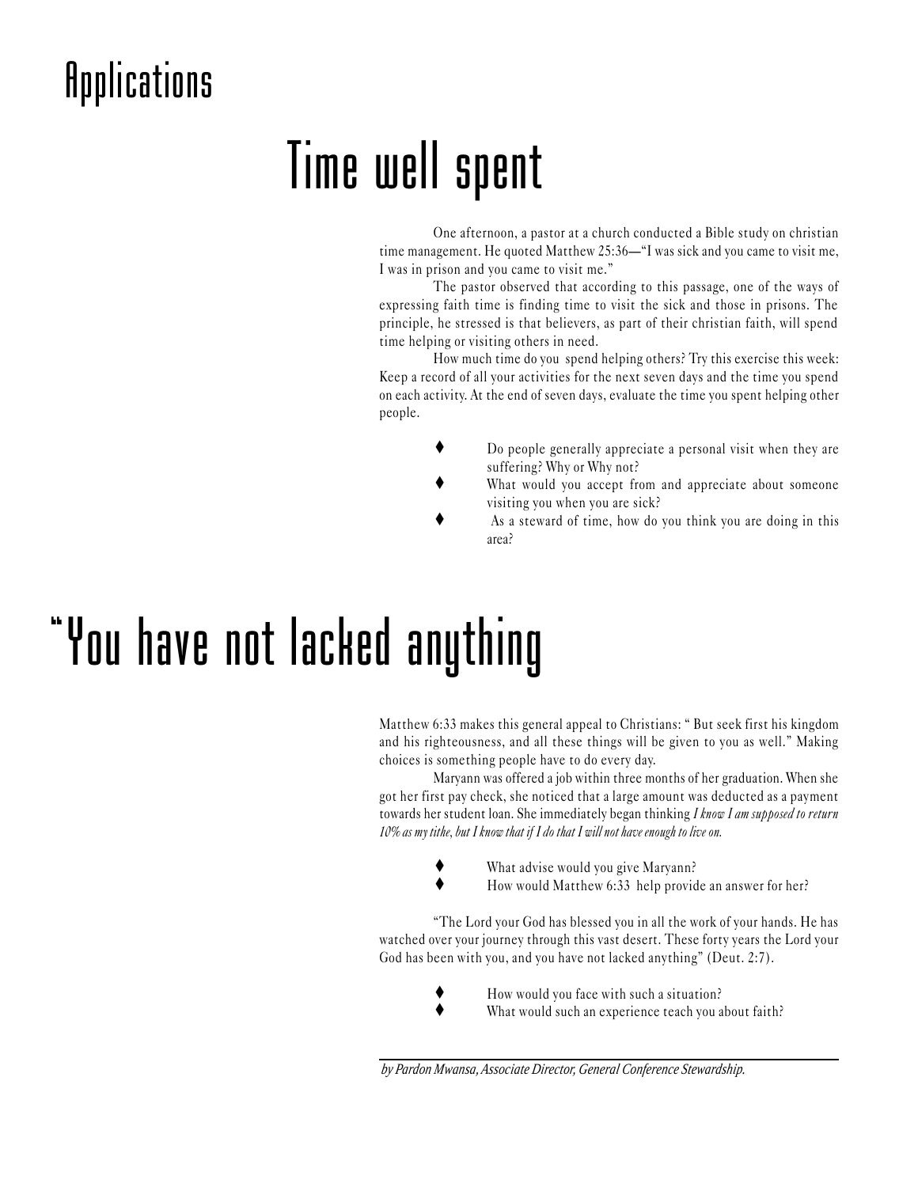# Applications

## Time well spent

One afternoon, a pastor at a church conducted a Bible study on christian time management. He quoted Matthew 25:36—"I was sick and you came to visit me, I was in prison and you came to visit me."

The pastor observed that according to this passage, one of the ways of expressing faith time is finding time to visit the sick and those in prisons. The principle, he stressed is that believers, as part of their christian faith, will spend time helping or visiting others in need.

How much time do you spend helping others? Try this exercise this week: Keep a record of all your activities for the next seven days and the time you spend on each activity. At the end of seven days, evaluate the time you spent helping other people.

- Do people generally appreciate a personal visit when they are suffering? Why or Why not?
- What would you accept from and appreciate about someone visiting you when you are sick?
- As a steward of time, how do you think you are doing in this area?

## "You have not lacked anything

Matthew 6:33 makes this general appeal to Christians: " But seek first his kingdom and his righteousness, and all these things will be given to you as well." Making choices is something people have to do every day.

Maryann was offered a job within three months of her graduation. When she got her first pay check, she noticed that a large amount was deducted as a payment towards her student loan. She immediately began thinking *I know I am supposed to return 10% as my tithe, but I know that if I do that I will not have enough to live on.*

- What advise would you give Maryann?
- How would Matthew 6:33 help provide an answer for her?

"The Lord your God has blessed you in all the work of your hands. He has watched over your journey through this vast desert. These forty years the Lord your God has been with you, and you have not lacked anything" (Deut. 2:7).

- How would you face with such a situation?
- What would such an experience teach you about faith?

*by Pardon Mwansa, Associate Director, General Conference Stewardship.*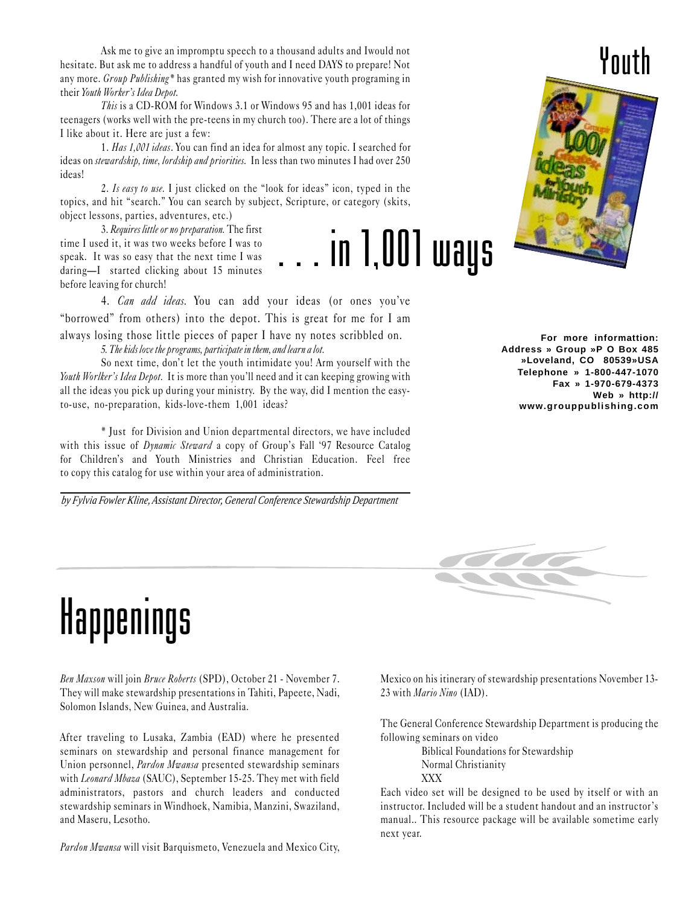# Youth . . . in 1,001 ways

Ask me to give an impromptu speech to a thousand adults and Iwould not hesitate. But ask me to address a handful of youth and I need DAYS to prepare! Not any more. *Group Publishing** has granted my wish for innovative youth programing in their *Youth Worker's Idea Depot.*

*This* is a CD-ROM for Windows 3.1 or Windows 95 and has 1,001 ideas for teenagers (works well with the pre-teens in my church too). There are a lot of things I like about it. Here are just a few:

1. *Has 1,001 ideas*. You can find an idea for almost any topic. I searched for ideas on *stewardship, time, lordship and priorities.* In less than two minutes I had over 250 ideas!

2. *Is easy to use.* I just clicked on the "look for ideas" icon, typed in the topics, and hit "search." You can search by subject, Scripture, or category (skits, object lessons, parties, adventures, etc.)

3. *Requires little or no preparation.* The first time I used it, it was two weeks before I was to speak. It was so easy that the next time I was daring—I started clicking about 15 minutes before leaving for church!

4. *Can add ideas.* You can add your ideas (or ones you've "borrowed" from others) into the depot. This is great for me for I am always losing those little pieces of paper I have ny notes scribbled on.

5. *The kids love the programs, participate in them, and learn a lot.*

So next time, don't let the youth intimidate you! Arm yourself with the *Youth Worlker's Idea Depot.* It is more than you'll need and it can keeping growing with all the ideas you pick up during your ministry. By the way, did I mention the easy-to-use, no-preparation, kids-love-them 1,001 ideas?

* Just for Division and Union departmental directors, we have included with this issue of *Dynamic Steward* a copy of Group's Fall '97 Resource Catalog for Children's and Youth Ministries and Christian Education. Feel free to copy this catalog for use within your area of administration.

*by Fylvia Fowler Kline, Assistant Director, General Conference Stewardship Department*

**For more informattion:**
**Address » Group »P O Box 485 »Loveland, CO 80539»USA**
**Telephone » 1-800-447-1070**
**Fax » 1-970-679-4373**
**Web » http:// www.grouppublishing.com**

# Happenings

*Ben Maxson* will join *Bruce Roberts* (SPD), October 21 - November 7. They will make stewardship presentations in Tahiti, Papeete, Nadi, Solomon Islands, New Guinea, and Australia.

After traveling to Lusaka, Zambia (EAD) where he presented seminars on stewardship and personal finance management for Union personnel, *Pardon Mwansa* presented stewardship seminars with *Leonard Mbaza* (SAUC), September 15-25. They met with field administrators, pastors and church leaders and conducted stewardship seminars in Windhoek, Namibia, Manzini, Swaziland, and Maseru, Lesotho.

*Pardon Mwansa* will visit Barquismeto, Venezuela and Mexico City, Mexico on his itinerary of stewardship presentations November 13-23 with *Mario Nino* (IAD).

The General Conference Stewardship Department is producing the following seminars on video

Biblical Foundations for Stewardship
Normal Christianity
XXX

Each video set will be designed to be used by itself or with an instructor. Included will be a student handout and an instructor's manual.. This resource package will be available sometime early next year.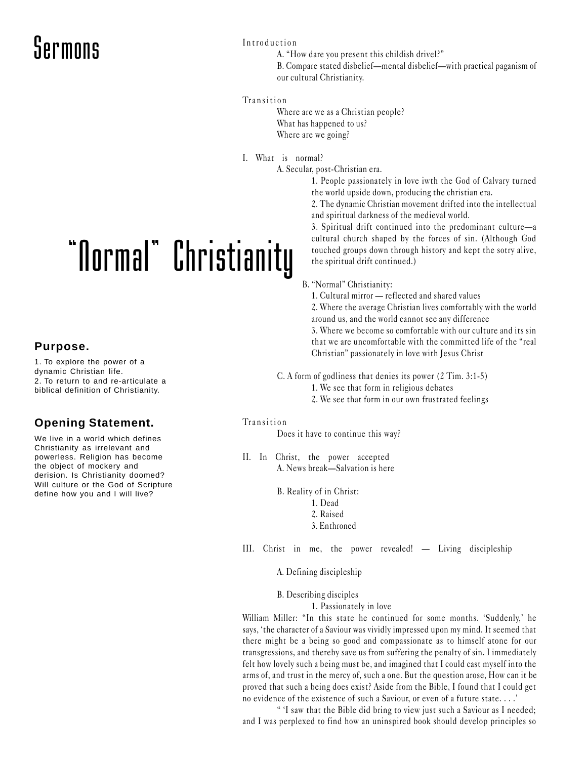# Sermons

# "Normal" Christianity

## Purpose.

1. To explore the power of a dynamic Christian life.
2. To return to and re-articulate a biblical definition of Christianity.

## Opening Statement.

We live in a world which defines Christianity as irrelevant and powerless. Religion has become the object of mockery and derision. Is Christianity doomed? Will culture or the God of Scripture define how you and I will live?

Introduction

A. "How dare you present this childish drivel?"

B. Compare stated disbelief—mental disbelief—with practical paganism of our cultural Christianity.

Transition

Where are we as a Christian people?
What has happened to us?
Where are we going?

I. What is normal?

A. Secular, post-Christian era.

1. People passionately in love iwth the God of Calvary turned the world upside down, producing the christian era.
2. The dynamic Christian movement drifted into the intellectual and spiritual darkness of the medieval world.
3. Spiritual drift continued into the predominant culture—a cultural church shaped by the forces of sin. (Although God touched groups down through history and kept the sotry alive, the spiritual drift continued.)

B. "Normal" Christianity:

1. Cultural mirror — reflected and shared values
2. Where the average Christian lives comfortably with the world around us, and the world cannot see any difference
3. Where we become so comfortable with our culture and its sin that we are uncomfortable with the committed life of the "real Christian" passionately in love with Jesus Christ

C. A form of godliness that denies its power (2 Tim. 3:1-5)

1. We see that form in religious debates
2. We see that form in our own frustrated feelings

Transition

Does it have to continue this way?

II. In Christ, the power accepted

A. News break—Salvation is here

B. Reality of in Christ:

1. Dead
2. Raised
3. Enthroned

III. Christ in me, the power revealed! — Living discipleship

A. Defining discipleship

B. Describing disciples

1. Passionately in love

William Miller: "In this state he continued for some months. 'Suddenly,' he says, 'the character of a Saviour was vividly impressed upon my mind. It seemed that there might be a being so good and compassionate as to himself atone for our transgressions, and thereby save us from suffering the penalty of sin. I immediately felt how lovely such a being must be, and imagined that I could cast myself into the arms of, and trust in the mercy of, such a one. But the question arose, How can it be proved that such a being does exist? Aside from the Bible, I found that I could get no evidence of the existence of such a Saviour, or even of a future state. . . .'

" 'I saw that the Bible did bring to view just such a Saviour as I needed; and I was perplexed to find how an uninspired book should develop principles so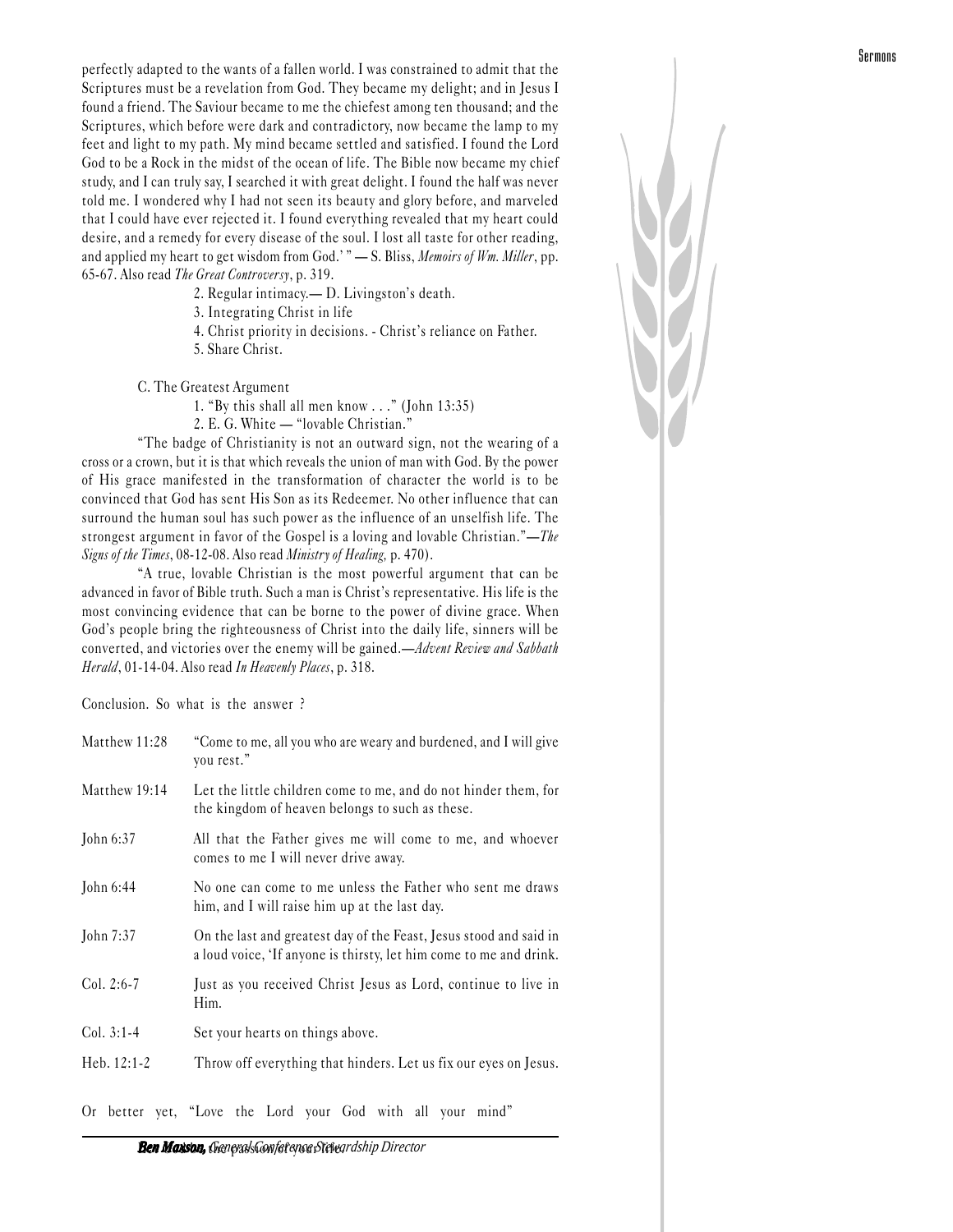perfectly adapted to the wants of a fallen world. I was constrained to admit that the Scriptures must be a revelation from God. They became my delight; and in Jesus I found a friend. The Saviour became to me the chiefest among ten thousand; and the Scriptures, which before were dark and contradictory, now became the lamp to my feet and light to my path. My mind became settled and satisfied. I found the Lord God to be a Rock in the midst of the ocean of life. The Bible now became my chief study, and I can truly say, I searched it with great delight. I found the half was never told me. I wondered why I had not seen its beauty and glory before, and marveled that I could have ever rejected it. I found everything revealed that my heart could desire, and a remedy for every disease of the soul. I lost all taste for other reading, and applied my heart to get wisdom from God.' " — S. Bliss, *Memoirs of Wm. Miller*, pp. 65-67. Also read *The Great Controversy*, p. 319.

2. Regular intimacy.— D. Livingston's death.
3. Integrating Christ in life
4. Christ priority in decisions. - Christ's reliance on Father.
5. Share Christ.

C. The Greatest Argument

1. "By this shall all men know . . ." (John 13:35)
2. E. G. White — "lovable Christian."

"The badge of Christianity is not an outward sign, not the wearing of a cross or a crown, but it is that which reveals the union of man with God. By the power of His grace manifested in the transformation of character the world is to be convinced that God has sent His Son as its Redeemer. No other influence that can surround the human soul has such power as the influence of an unselfish life. The strongest argument in favor of the Gospel is a loving and lovable Christian."—*The Signs of the Times*, 08-12-08. Also read *Ministry of Healing,* p. 470).

"A true, lovable Christian is the most powerful argument that can be advanced in favor of Bible truth. Such a man is Christ's representative. His life is the most convincing evidence that can be borne to the power of divine grace. When God's people bring the righteousness of Christ into the daily life, sinners will be converted, and victories over the enemy will be gained.—*Advent Review and Sabbath Herald*, 01-14-04. Also read *In Heavenly Places*, p. 318.

Conclusion. So what is the answer ?

| | |
|---|---|
| Matthew 11:28 | "Come to me, all you who are weary and burdened, and I will give you rest." |
| Matthew 19:14 | Let the little children come to me, and do not hinder them, for the kingdom of heaven belongs to such as these. |
| John 6:37 | All that the Father gives me will come to me, and whoever comes to me I will never drive away. |
| John 6:44 | No one can come to me unless the Father who sent me draws him, and I will raise him up at the last day. |
| John 7:37 | On the last and greatest day of the Feast, Jesus stood and said in a loud voice, 'If anyone is thirsty, let him come to me and drink. |
| Col. 2:6-7 | Just as you received Christ Jesus as Lord, continue to live in Him. |
| Col. 3:1-4 | Set your hearts on things above. |
| Heb. 12:1-2 | Throw off everything that hinders. Let us fix our eyes on Jesus. |

Or better yet, "Love the Lord your God with all your mind"

**Ben Maxson,** *General Conference Stewardship Director*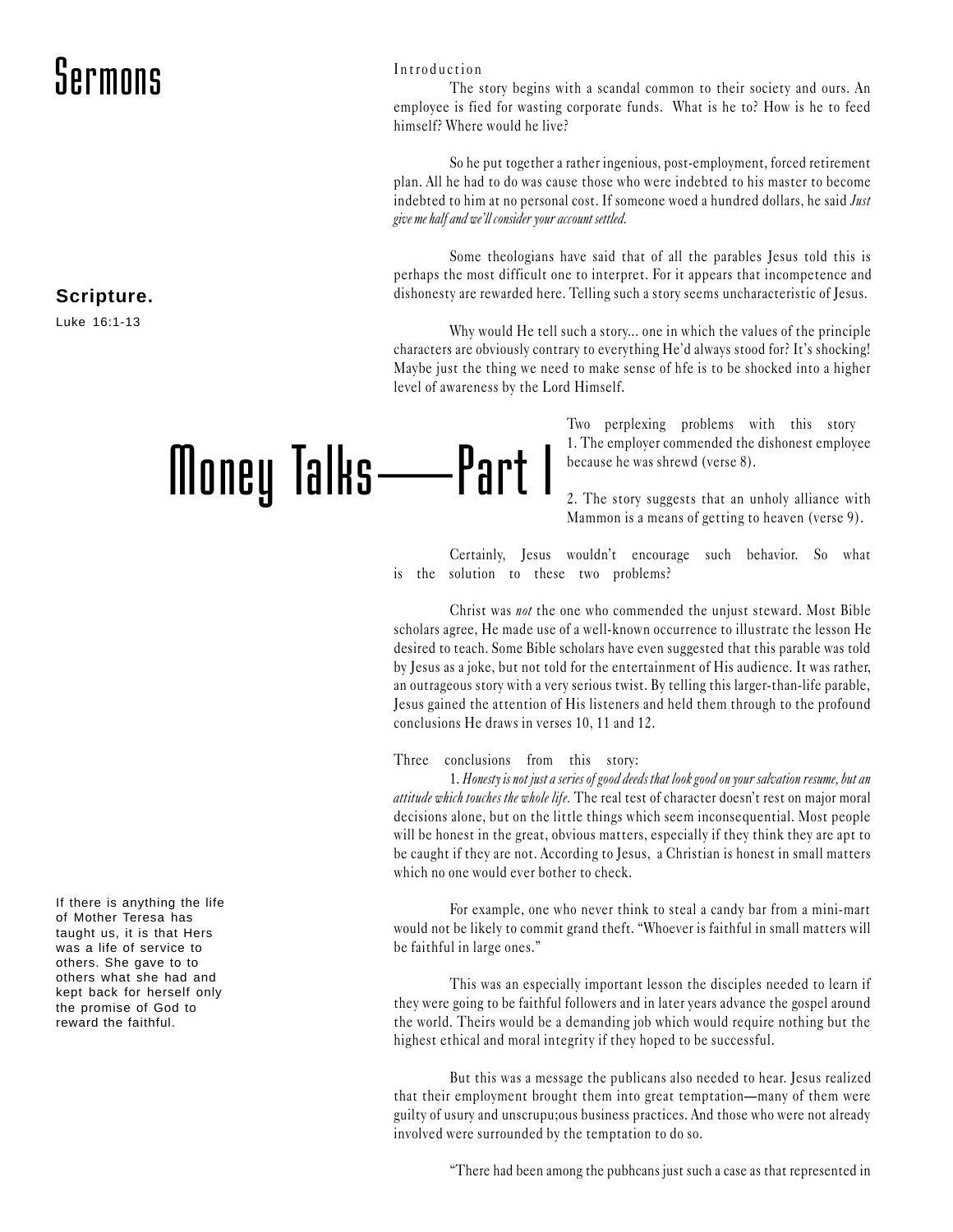# Sermons

# Money Talks—Part I

**Scripture.**

Luke 16:1-13

Introduction

The story begins with a scandal common to their society and ours. An employee is fied for wasting corporate funds. What is he to? How is he to feed himself? Where would he live?

So he put together a rather ingenious, post-employment, forced retirement plan. All he had to do was cause those who were indebted to his master to become indebted to him at no personal cost. If someone woed a hundred dollars, he said *Just give me half and we'll consider your account settled.*

Some theologians have said that of all the parables Jesus told this is perhaps the most difficult one to interpret. For it appears that incompetence and dishonesty are rewarded here. Telling such a story seems uncharacteristic of Jesus.

Why would He tell such a story... one in which the values of the principle characters are obviously contrary to everything He'd always stood for? It's shocking! Maybe just the thing we need to make sense of hfe is to be shocked into a higher level of awareness by the Lord Himself.

Two perplexing problems with this story

1. The employer commended the dishonest employee because he was shrewd (verse 8).

2. The story suggests that an unholy alliance with Mammon is a means of getting to heaven (verse 9).

Certainly, Jesus wouldn't encourage such behavior. So what is the solution to these two problems?

Christ was *not* the one who commended the unjust steward. Most Bible scholars agree, He made use of a well-known occurrence to illustrate the lesson He desired to teach. Some Bible scholars have even suggested that this parable was told by Jesus as a joke, but not told for the entertainment of His audience. It was rather, an outrageous story with a very serious twist. By telling this larger-than-life parable, Jesus gained the attention of His listeners and held them through to the profound conclusions He draws in verses 10, 11 and 12.

Three conclusions from this story:

1. *Honesty is not just a series of good deeds that look good on your salvation resume, but an attitude which touches the whole life.* The real test of character doesn't rest on major moral decisions alone, but on the little things which seem inconsequential. Most people will be honest in the great, obvious matters, especially if they think they are apt to be caught if they are not. According to Jesus, a Christian is honest in small matters which no one would ever bother to check.

For example, one who never think to steal a candy bar from a mini-mart would not be likely to commit grand theft. "Whoever is faithful in small matters will be faithful in large ones."

This was an especially important lesson the disciples needed to learn if they were going to be faithful followers and in later years advance the gospel around the world. Theirs would be a demanding job which would require nothing but the highest ethical and moral integrity if they hoped to be successful.

But this was a message the publicans also needed to hear. Jesus realized that their employment brought them into great temptation—many of them were guilty of usury and unscrupu;ous business practices. And those who were not already involved were surrounded by the temptation to do so.

"There had been among the pubhcans just such a case as that represented in

If there is anything the life of Mother Teresa has taught us, it is that Hers was a life of service to others. She gave to to others what she had and kept back for herself only the promise of God to reward the faithful.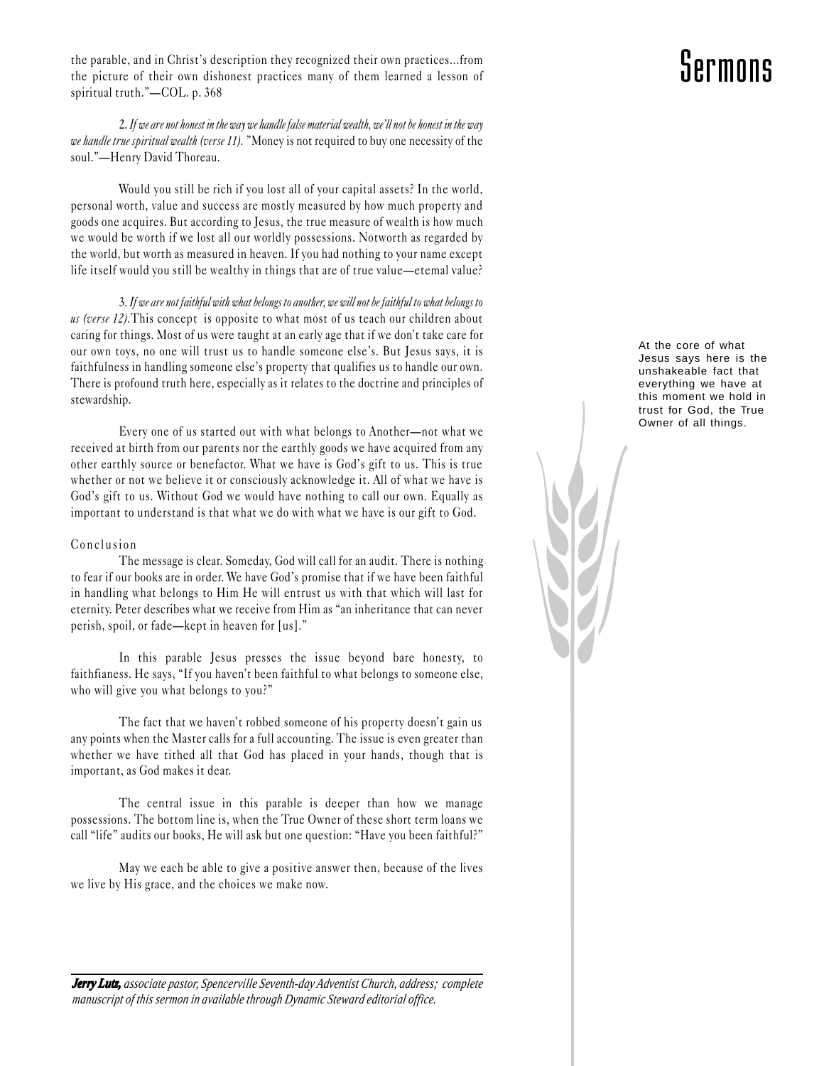the parable, and in Christ's description they recognized their own practices...from the picture of their own dishonest practices many of them learned a lesson of spiritual truth."—COL. p. 368

2. *If we are not honest in the way we handle false material wealth, we'll not be honest in the way we handle true spiritual wealth (verse 11).* "Money is not required to buy one necessity of the soul."—Henry David Thoreau.

Would you still be rich if you lost all of your capital assets? In the world, personal worth, value and success are mostly measured by how much property and goods one acquires. But according to Jesus, the true measure of wealth is how much we would be worth if we lost all our worldly possessions. Notworth as regarded by the world, but worth as measured in heaven. If you had nothing to your name except life itself would you still be wealthy in things that are of true value—etemal value?

3. *If we are not faithful with what belongs to another, we will not be faithful to what belongs to us (verse 12).* This concept is opposite to what most of us teach our children about caring for things. Most of us were taught at an early age that if we don't take care for our own toys, no one will trust us to handle someone else's. But Jesus says, it is faithfulness in handling someone else's property that qualifies us to handle our own. There is profound truth here, especially as it relates to the doctrine and principles of stewardship.

At the core of what Jesus says here is the unshakeable fact that everything we have at this moment we hold in trust for God, the True Owner of all things.

Every one of us started out with what belongs to Another—not what we received at birth from our parents nor the earthly goods we have acquired from any other earthly source or benefactor. What we have is God's gift to us. This is true whether or not we believe it or consciously acknowledge it. All of what we have is God's gift to us. Without God we would have nothing to call our own. Equally as important to understand is that what we do with what we have is our gift to God.

## Conclusion

The message is clear. Someday, God will call for an audit. There is nothing to fear if our books are in order. We have God's promise that if we have been faithful in handling what belongs to Him He will entrust us with that which will last for eternity. Peter describes what we receive from Him as "an inheritance that can never perish, spoil, or fade—kept in heaven for [us]."

In this parable Jesus presses the issue beyond bare honesty, to faithfianess. He says, "If you haven't been faithful to what belongs to someone else, who will give you what belongs to you?"

The fact that we haven't robbed someone of his property doesn't gain us any points when the Master calls for a full accounting. The issue is even greater than whether we have tithed all that God has placed in your hands, though that is important, as God makes it dear.

The central issue in this parable is deeper than how we manage possessions. The bottom line is, when the True Owner of these short term loans we call "life" audits our books, He will ask but one question: "Have you been faithful?"

May we each be able to give a positive answer then, because of the lives we live by His grace, and the choices we make now.

***Jerry Lutz,*** *associate pastor, Spencerville Seventh-day Adventist Church, address; complete manuscript of this sermon in available through Dynamic Steward editorial office.*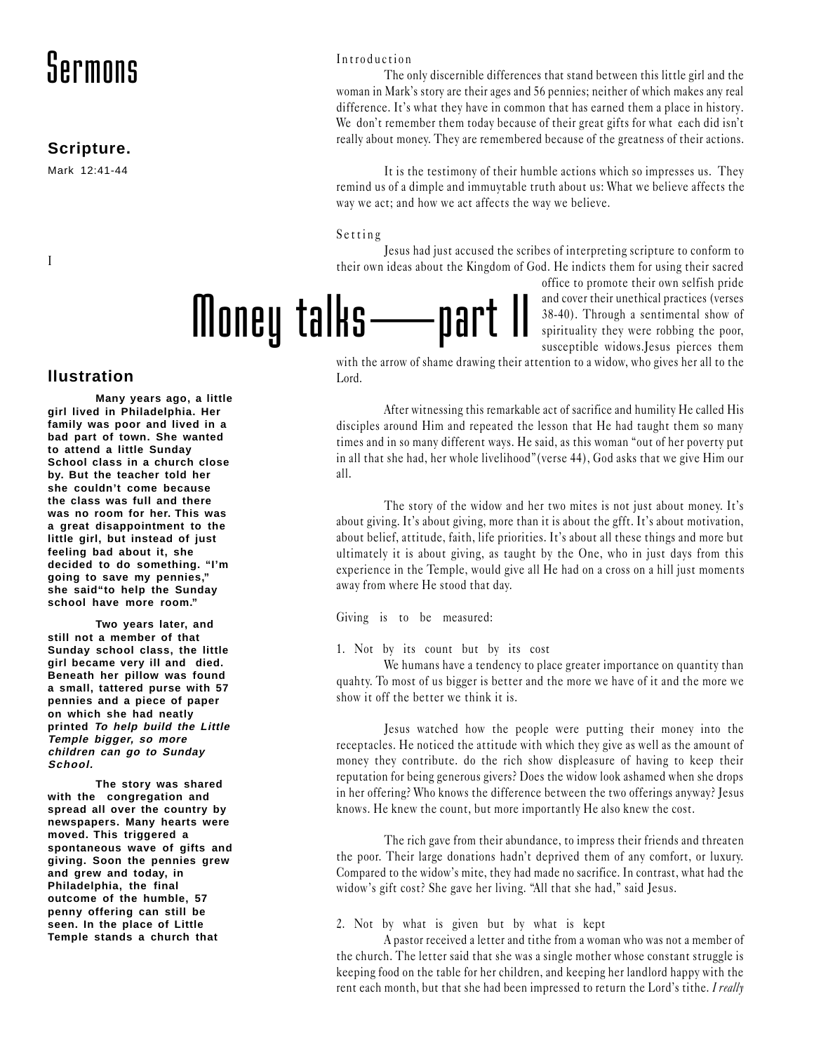# Sermons

### Scripture.

Mark 12:41-44

I

# Money talks—part II

### Illustration

**Many years ago, a little girl lived in Philadelphia. Her family was poor and lived in a bad part of town. She wanted to attend a little Sunday School class in a church close by. But the teacher told her she couldn't come because the class was full and there was no room for her. This was a great disappointment to the little girl, but instead of just feeling bad about it, she decided to do something. "I'm going to save my pennies," she said"to help the Sunday school have more room."**

**Two years later, and still not a member of that Sunday school class, the little girl became very ill and died. Beneath her pillow was found a small, tattered purse with 57 pennies and a piece of paper on which she had neatly printed *To help build the Little Temple bigger, so more children can go to Sunday School.***

**The story was shared with the congregation and spread all over the country by newspapers. Many hearts were moved. This triggered a spontaneous wave of gifts and giving. Soon the pennies grew and grew and today, in Philadelphia, the final outcome of the humble, 57 penny offering can still be seen. In the place of Little Temple stands a church that**

Introduction

The only discernible differences that stand between this little girl and the woman in Mark's story are their ages and 56 pennies; neither of which makes any real difference. It's what they have in common that has earned them a place in history. We don't remember them today because of their great gifts for what each did isn't really about money. They are remembered because of the greatness of their actions.

It is the testimony of their humble actions which so impresses us. They remind us of a dimple and immuytable truth about us: What we believe affects the way we act; and how we act affects the way we believe.

Setting

Jesus had just accused the scribes of interpreting scripture to conform to their own ideas about the Kingdom of God. He indicts them for using their sacred office to promote their own selfish pride and cover their unethical practices (verses 38-40). Through a sentimental show of spirituality they were robbing the poor, susceptible widows.Jesus pierces them with the arrow of shame drawing their attention to a widow, who gives her all to the Lord.

After witnessing this remarkable act of sacrifice and humility He called His disciples around Him and repeated the lesson that He had taught them so many times and in so many different ways. He said, as this woman "out of her poverty put in all that she had, her whole livelihood"(verse 44), God asks that we give Him our all.

The story of the widow and her two mites is not just about money. It's about giving. It's about giving, more than it is about the gfft. It's about motivation, about belief, attitude, faith, life priorities. It's about all these things and more but ultimately it is about giving, as taught by the One, who in just days from this experience in the Temple, would give all He had on a cross on a hill just moments away from where He stood that day.

Giving is to be measured:

1. Not by its count but by its cost

We humans have a tendency to place greater importance on quantity than quahty. To most of us bigger is better and the more we have of it and the more we show it off the better we think it is.

Jesus watched how the people were putting their money into the receptacles. He noticed the attitude with which they give as well as the amount of money they contribute. do the rich show displeasure of having to keep their reputation for being generous givers? Does the widow look ashamed when she drops in her offering? Who knows the difference between the two offerings anyway? Jesus knows. He knew the count, but more importantly He also knew the cost.

The rich gave from their abundance, to impress their friends and threaten the poor. Their large donations hadn't deprived them of any comfort, or luxury. Compared to the widow's mite, they had made no sacrifice. In contrast, what had the widow's gift cost? She gave her living. "All that she had," said Jesus.

2. Not by what is given but by what is kept

A pastor received a letter and tithe from a woman who was not a member of the church. The letter said that she was a single mother whose constant struggle is keeping food on the table for her children, and keeping her landlord happy with the rent each month, but that she had been impressed to return the Lord's tithe. *I really*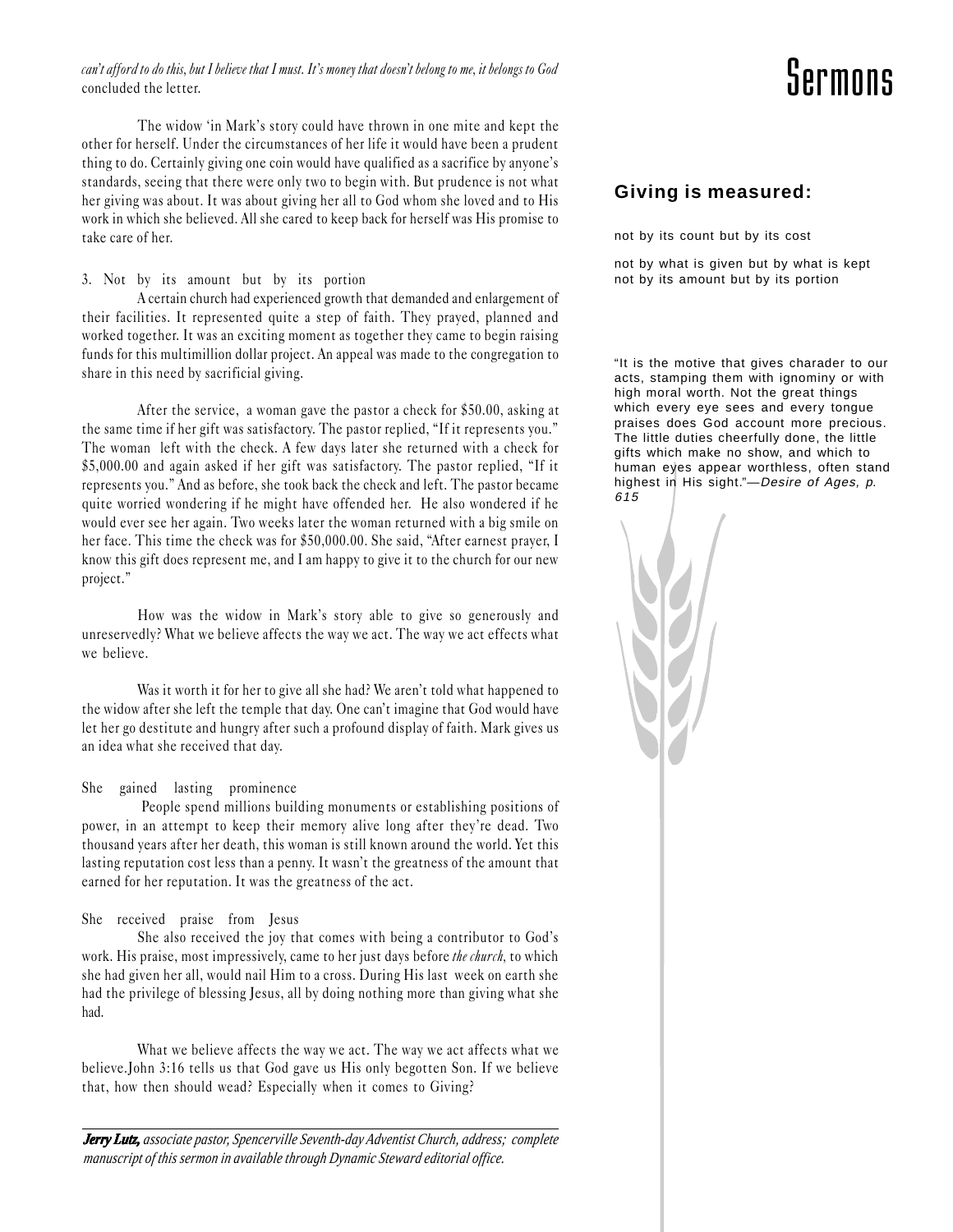*can't afford to do this, but I believe that I must. It's money that doesn't belong to me, it belongs to God* concluded the letter.

The widow 'in Mark's story could have thrown in one mite and kept the other for herself. Under the circumstances of her life it would have been a prudent thing to do. Certainly giving one coin would have qualified as a sacrifice by anyone's standards, seeing that there were only two to begin with. But prudence is not what her giving was about. It was about giving her all to God whom she loved and to His work in which she believed. All she cared to keep back for herself was His promise to take care of her.

3. Not by its amount but by its portion

A certain church had experienced growth that demanded and enlargement of their facilities. It represented quite a step of faith. They prayed, planned and worked together. It was an exciting moment as together they came to begin raising funds for this multimillion dollar project. An appeal was made to the congregation to share in this need by sacrificial giving.

After the service, a woman gave the pastor a check for $50.00, asking at the same time if her gift was satisfactory. The pastor replied, "If it represents you." The woman left with the check. A few days later she returned with a check for $5,000.00 and again asked if her gift was satisfactory. The pastor replied, "If it represents you." And as before, she took back the check and left. The pastor became quite worried wondering if he might have offended her. He also wondered if he would ever see her again. Two weeks later the woman returned with a big smile on her face. This time the check was for $50,000.00. She said, "After earnest prayer, I know this gift does represent me, and I am happy to give it to the church for our new project."

How was the widow in Mark's story able to give so generously and unreservedly? What we believe affects the way we act. The way we act effects what we believe.

Was it worth it for her to give all she had? We aren't told what happened to the widow after she left the temple that day. One can't imagine that God would have let her go destitute and hungry after such a profound display of faith. Mark gives us an idea what she received that day.

She gained lasting prominence

People spend millions building monuments or establishing positions of power, in an attempt to keep their memory alive long after they're dead. Two thousand years after her death, this woman is still known around the world. Yet this lasting reputation cost less than a penny. It wasn't the greatness of the amount that earned for her reputation. It was the greatness of the act.

She received praise from Jesus

She also received the joy that comes with being a contributor to God's work. His praise, most impressively, came to her just days before *the church,* to which she had given her all, would nail Him to a cross. During His last week on earth she had the privilege of blessing Jesus, all by doing nothing more than giving what she had.

What we believe affects the way we act. The way we act affects what we believe.John 3:16 tells us that God gave us His only begotten Son. If we believe that, how then should wead? Especially when it comes to Giving?

***Jerry Lutz,*** *associate pastor, Spencerville Seventh-day Adventist Church, address; complete manuscript of this sermon in available through Dynamic Steward editorial office.*

## Giving is measured:

not by its count but by its cost

not by what is given but by what is kept
not by its amount but by its portion

"It is the motive that gives charader to our acts, stamping them with ignominy or with high moral worth. Not the great things which every eye sees and every tongue praises does God account more precious. The little duties cheerfully done, the little gifts which make no show, and which to human eyes appear worthless, often stand highest in His sight."—*Desire of Ages, p. 615*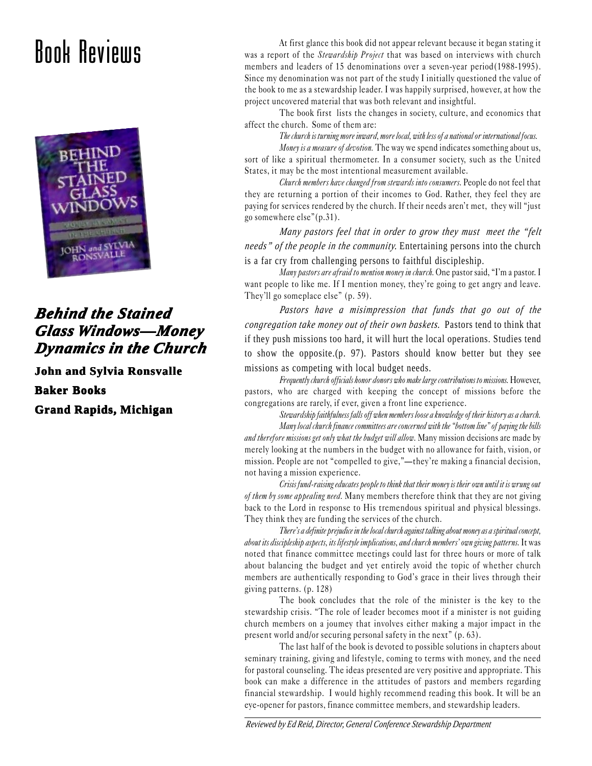# Book Reviews

### *Behind the Stained Glass Windows—Money Dynamics in the Church*

**John and Sylvia Ronsvalle**

**Baker Books**

**Grand Rapids, Michigan**

At first glance this book did not appear relevant because it began stating it was a report of the *Stewardship Project* that was based on interviews with church members and leaders of 15 denominations over a seven-year period(1988-1995). Since my denomination was not part of the study I initially questioned the value of the book to me as a stewardship leader. I was happily surprised, however, at how the project uncovered material that was both relevant and insightful.

The book first lists the changes in society, culture, and economics that affect the church. Some of them are:

*The church is turning more inward, more local, with less of a national or international focus.*

*Money is a measure of devotion.* The way we spend indicates something about us, sort of like a spiritual thermometer. In a consumer society, such as the United States, it may be the most intentional measurement available.

*Church members have changed from stewards into consumers.* People do not feel that they are returning a portion of their incomes to God. Rather, they feel they are paying for services rendered by the church. If their needs aren't met, they will "just go somewhere else"(p.31).

*Many pastors feel that in order to grow they must meet the "felt needs" of the people in the community.* Entertaining persons into the church is a far cry from challenging persons to faithful discipleship.

*Many pastors are afraid to mention money in church.* One pastor said, "I'm a pastor. I want people to like me. If I mention money, they're going to get angry and leave. They'll go someplace else" (p. 59).

*Pastors have a misimpression that funds that go out of the congregation take money out of their own baskets.* Pastors tend to think that if they push missions too hard, it will hurt the local operations. Studies tend to show the opposite.(p. 97). Pastors should know better but they see missions as competing with local budget needs.

*Frequently church officials honor donors who make large contributions to missions.* However, pastors, who are charged with keeping the concept of missions before the congregations are rarely, if ever, given a front line experience.

*Stewardship faithfulness falls off when members loose a knowledge of their history as a church.*

*Many local church finance committees are concerned with the "bottom line" of paying the bills and therefore missions get only what the budget will allow.* Many mission decisions are made by merely looking at the numbers in the budget with no allowance for faith, vision, or mission. People are not "compelled to give,"—they're making a financial decision, not having a mission experience.

*Crisis fund-raising educates people to think that their money is their own until it is wrung out of them by some appealing need.* Many members therefore think that they are not giving back to the Lord in response to His tremendous spiritual and physical blessings. They think they are funding the services of the church.

*There's a definite prejudice in the local church against talking about money as a spiritual concept, about its discipleship aspects, its lifestyle implications, and church members' own giving patterns.* It was noted that finance committee meetings could last for three hours or more of talk about balancing the budget and yet entirely avoid the topic of whether church members are authentically responding to God's grace in their lives through their giving patterns. (p. 128)

The book concludes that the role of the minister is the key to the stewardship crisis. "The role of leader becomes moot if a minister is not guiding church members on a joumey that involves either making a major impact in the present world and/or securing personal safety in the next" (p. 63).

The last half of the book is devoted to possible solutions in chapters about seminary training, giving and lifestyle, coming to terms with money, and the need for pastoral counseling. The ideas presented are very positive and appropriate. This book can make a difference in the attitudes of pastors and members regarding financial stewardship. I would highly recommend reading this book. It will be an eye-opener for pastors, finance committee members, and stewardship leaders.

*Reviewed by Ed Reid, Director, General Conference Stewardship Department*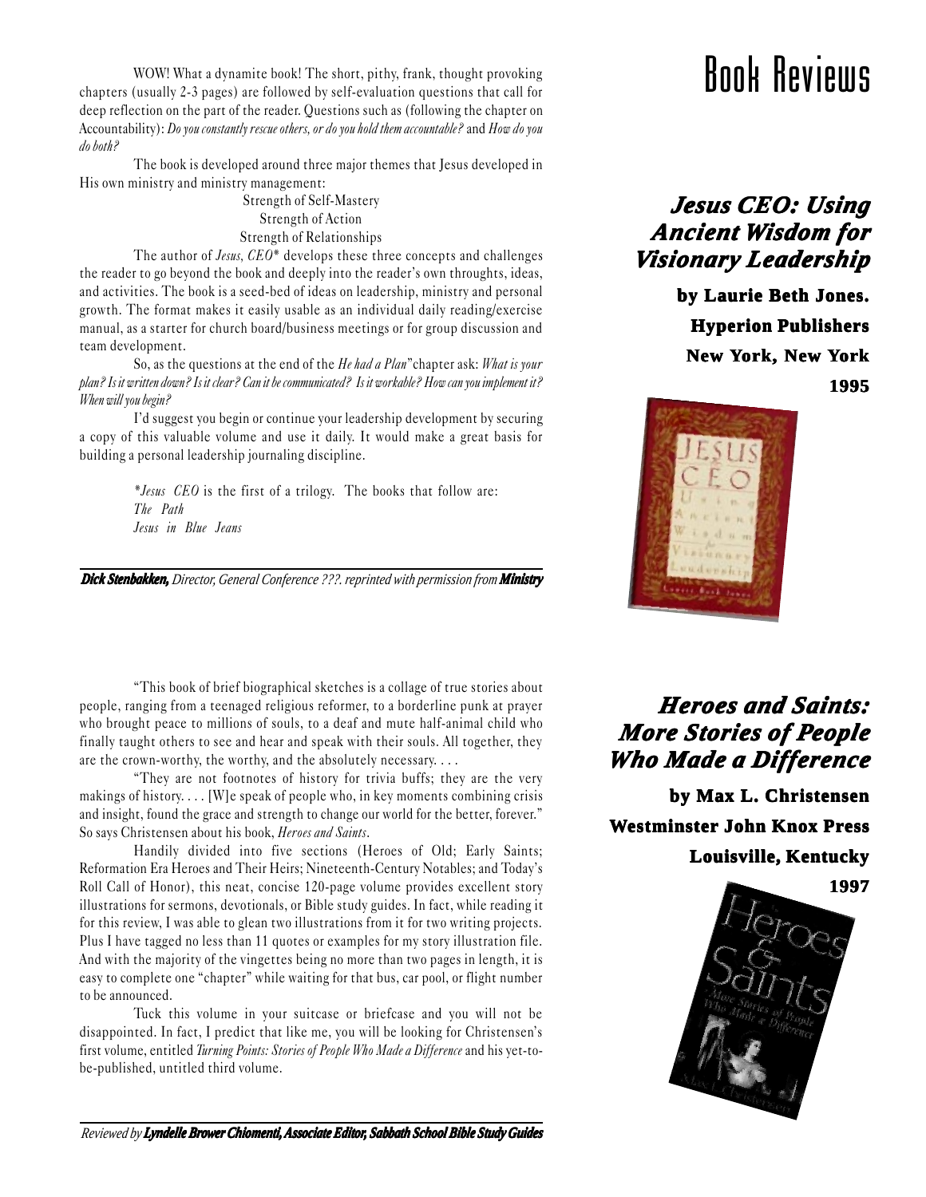# Book Reviews

## *Jesus CEO: Using Ancient Wisdom for Visionary Leadership*

**by Laurie Beth Jones.**
**Hyperion Publishers**
**New York, New York**
**1995**

WOW! What a dynamite book! The short, pithy, frank, thought provoking chapters (usually 2-3 pages) are followed by self-evaluation questions that call for deep reflection on the part of the reader. Questions such as (following the chapter on Accountability): *Do you constantly rescue others, or do you hold them accountable?* and *How do you do both?*

The book is developed around three major themes that Jesus developed in His own ministry and ministry management:

Strength of Self-Mastery
Strength of Action
Strength of Relationships

The author of *Jesus, CEO** develops these three concepts and challenges the reader to go beyond the book and deeply into the reader's own throughts, ideas, and activities. The book is a seed-bed of ideas on leadership, ministry and personal growth. The format makes it easily usable as an individual daily reading/exercise manual, as a starter for church board/business meetings or for group discussion and team development.

So, as the questions at the end of the *He had a Plan*"chapter ask: *What is your plan? Is it written down? Is it clear? Can it be communicated? Is it workable? How can you implement it? When will you begin?*

I'd suggest you begin or continue your leadership development by securing a copy of this valuable volume and use it daily. It would make a great basis for building a personal leadership journaling discipline.

**Jesus CEO* is the first of a trilogy. The books that follow are:
*The Path*
*Jesus in Blue Jeans*

***Dick Stenbakken,*** *Director, General Conference ???. reprinted with permission from* ***Ministry***

## *Heroes and Saints: More Stories of People Who Made a Difference*

**by Max L. Christensen**
**Westminster John Knox Press**
**Louisville, Kentucky**
**1997**

"This book of brief biographical sketches is a collage of true stories about people, ranging from a teenaged religious reformer, to a borderline punk at prayer who brought peace to millions of souls, to a deaf and mute half-animal child who finally taught others to see and hear and speak with their souls. All together, they are the crown-worthy, the worthy, and the absolutely necessary. . . .

"They are not footnotes of history for trivia buffs; they are the very makings of history. . . . [W]e speak of people who, in key moments combining crisis and insight, found the grace and strength to change our world for the better, forever." So says Christensen about his book, *Heroes and Saints*.

Handily divided into five sections (Heroes of Old; Early Saints; Reformation Era Heroes and Their Heirs; Nineteenth-Century Notables; and Today's Roll Call of Honor), this neat, concise 120-page volume provides excellent story illustrations for sermons, devotionals, or Bible study guides. In fact, while reading it for this review, I was able to glean two illustrations from it for two writing projects. Plus I have tagged no less than 11 quotes or examples for my story illustration file. And with the majority of the vingettes being no more than two pages in length, it is easy to complete one "chapter" while waiting for that bus, car pool, or flight number to be announced.

Tuck this volume in your suitcase or briefcase and you will not be disappointed. In fact, I predict that like me, you will be looking for Christensen's first volume, entitled *Turning Points: Stories of People Who Made a Difference* and his yet-to-be-published, untitled third volume.

*Reviewed by* ***Lyndelle Brower Chiomenti, Associate Editor, Sabbath School Bible Study Guides***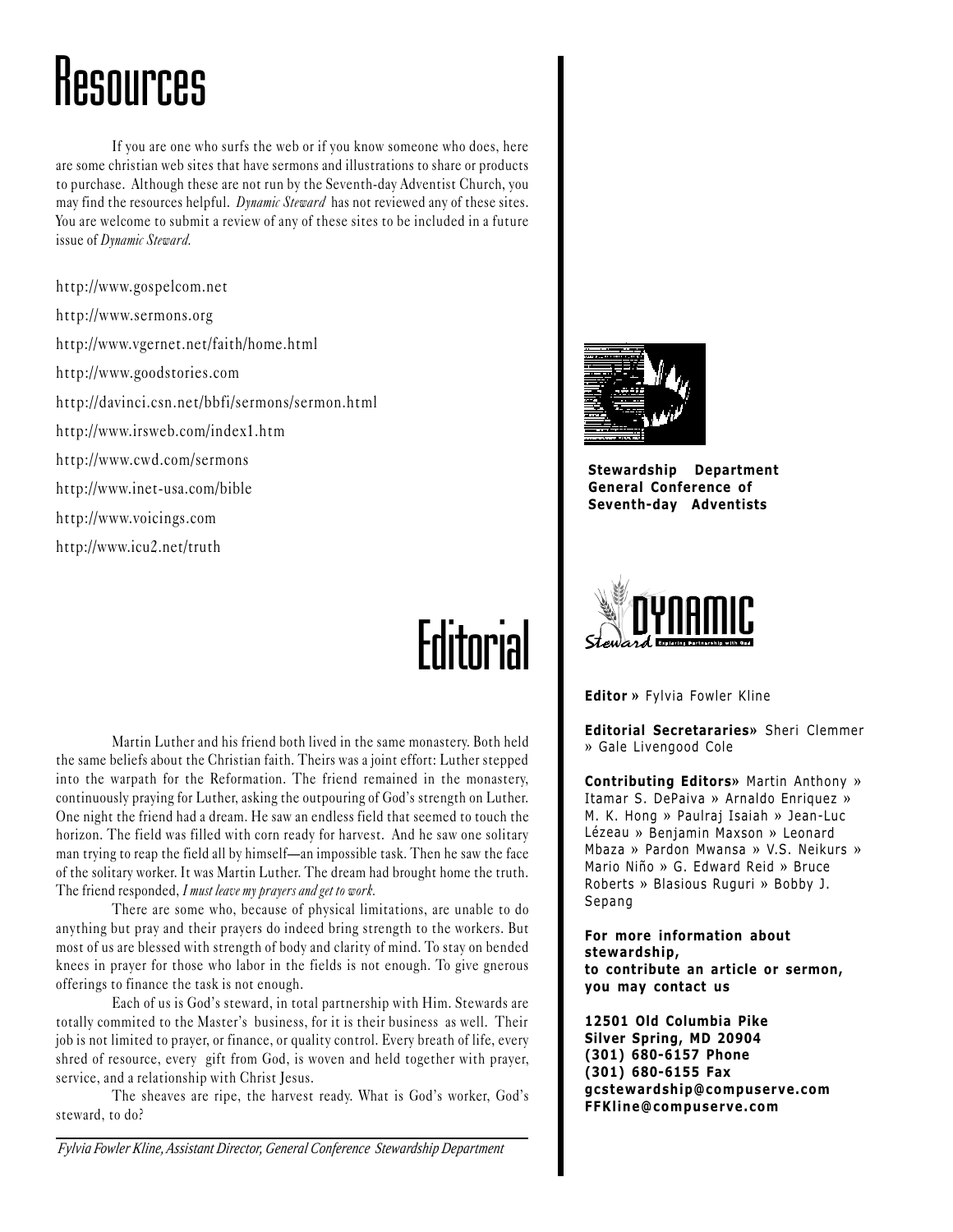# Resources

If you are one who surfs the web or if you know someone who does, here are some christian web sites that have sermons and illustrations to share or products to purchase. Although these are not run by the Seventh-day Adventist Church, you may find the resources helpful. *Dynamic Steward* has not reviewed any of these sites. You are welcome to submit a review of any of these sites to be included in a future issue of *Dynamic Steward*.

http://www.gospelcom.net

http://www.sermons.org

http://www.vgernet.net/faith/home.html

http://www.goodstories.com

http://davinci.csn.net/bbfi/sermons/sermon.html

http://www.irsweb.com/index1.htm

http://www.cwd.com/sermons

http://www.inet-usa.com/bible

http://www.voicings.com

http://www.icu2.net/truth

# Editorial

Martin Luther and his friend both lived in the same monastery. Both held the same beliefs about the Christian faith. Theirs was a joint effort: Luther stepped into the warpath for the Reformation. The friend remained in the monastery, continuously praying for Luther, asking the outpouring of God's strength on Luther. One night the friend had a dream. He saw an endless field that seemed to touch the horizon. The field was filled with corn ready for harvest. And he saw one solitary man trying to reap the field all by himself—an impossible task. Then he saw the face of the solitary worker. It was Martin Luther. The dream had brought home the truth. The friend responded, *I must leave my prayers and get to work.*

There are some who, because of physical limitations, are unable to do anything but pray and their prayers do indeed bring strength to the workers. But most of us are blessed with strength of body and clarity of mind. To stay on bended knees in prayer for those who labor in the fields is not enough. To give gnerous offerings to finance the task is not enough.

Each of us is God's steward, in total partnership with Him. Stewards are totally commited to the Master's business, for it is their business as well. Their job is not limited to prayer, or finance, or quality control. Every breath of life, every shred of resource, every gift from God, is woven and held together with prayer, service, and a relationship with Christ Jesus.

The sheaves are ripe, the harvest ready. What is God's worker, God's steward, to do?

*Fylvia Fowler Kline, Assistant Director, General Conference Stewardship Department*

**Stewardship Department**
**General Conference of**
**Seventh-day Adventists**

DYNAMIC Steward — Exploring Partnership with God

**Editor »** Fylvia Fowler Kline

**Editorial Secretararies»** Sheri Clemmer » Gale Livengood Cole

**Contributing Editors»** Martin Anthony » Itamar S. DePaiva » Arnaldo Enriquez » M. K. Hong » Paulraj Isaiah » Jean-Luc Lézeau » Benjamin Maxson » Leonard Mbaza » Pardon Mwansa » V.S. Neikurs » Mario Niño » G. Edward Reid » Bruce Roberts » Blasious Ruguri » Bobby J. Sepang

**For more information about stewardship, to contribute an article or sermon, you may contact us**

**12501 Old Columbia Pike**
**Silver Spring, MD 20904**
**(301) 680-6157 Phone**
**(301) 680-6155 Fax**
**gcstewardship@compuserve.com**
**FFKline@compuserve.com**